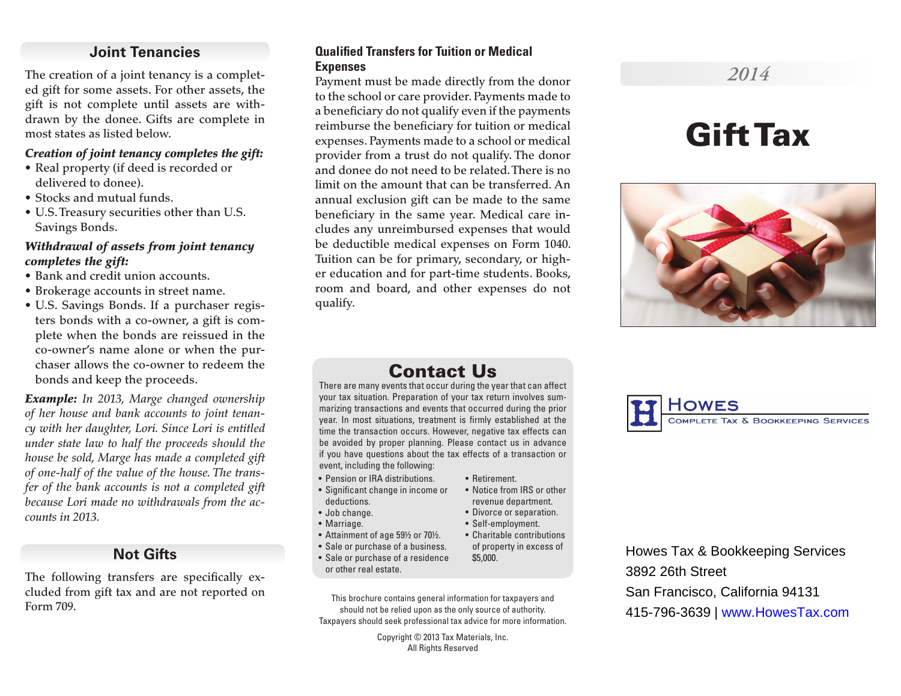## Joint Tenancies

The creation of a joint tenancy is a completed gift for some assets. For other assets, the gift is not complete until assets are withdrawn by the donee. Gifts are complete in most states as listed below.

***Creation of joint tenancy completes the gift:***

- Real property (if deed is recorded or delivered to donee).
- Stocks and mutual funds.
- U.S. Treasury securities other than U.S. Savings Bonds.

***Withdrawal of assets from joint tenancy completes the gift:***

- Bank and credit union accounts.
- Brokerage accounts in street name.
- U.S. Savings Bonds. If a purchaser registers bonds with a co-owner, a gift is complete when the bonds are reissued in the co-owner's name alone or when the purchaser allows the co-owner to redeem the bonds and keep the proceeds.

***Example:*** *In 2013, Marge changed ownership of her house and bank accounts to joint tenancy with her daughter, Lori. Since Lori is entitled under state law to half the proceeds should the house be sold, Marge has made a completed gift of one-half of the value of the house. The transfer of the bank accounts is not a completed gift because Lori made no withdrawals from the accounts in 2013.*

## Not Gifts

The following transfers are specifically excluded from gift tax and are not reported on Form 709.

**Qualified Transfers for Tuition or Medical Expenses**

Payment must be made directly from the donor to the school or care provider. Payments made to a beneficiary do not qualify even if the payments reimburse the beneficiary for tuition or medical expenses. Payments made to a school or medical provider from a trust do not qualify. The donor and donee do not need to be related. There is no limit on the amount that can be transferred. An annual exclusion gift can be made to the same beneficiary in the same year. Medical care includes any unreimbursed expenses that would be deductible medical expenses on Form 1040. Tuition can be for primary, secondary, or higher education and for part-time students. Books, room and board, and other expenses do not qualify.

## Contact Us

There are many events that occur during the year that can affect your tax situation. Preparation of your tax return involves summarizing transactions and events that occurred during the prior year. In most situations, treatment is firmly established at the time the transaction occurs. However, negative tax effects can be avoided by proper planning. Please contact us in advance if you have questions about the tax effects of a transaction or event, including the following:

- Pension or IRA distributions.
- Significant change in income or deductions.
- Job change.
- Marriage.
- Attainment of age 59½ or 70½.
- Sale or purchase of a business.
- Sale or purchase of a residence or other real estate.
- Retirement.
- Notice from IRS or other revenue department.
- Divorce or separation.
- Self-employment.
- Charitable contributions of property in excess of $5,000.

This brochure contains general information for taxpayers and should not be relied upon as the only source of authority. Taxpayers should seek professional tax advice for more information.

Copyright © 2013 Tax Materials, Inc.
All Rights Reserved

*2014*

# Gift Tax

HOWES
COMPLETE TAX & BOOKKEEPING SERVICES

Howes Tax & Bookkeeping Services
3892 26th Street
San Francisco, California 94131
415-796-3639 | www.HowesTax.com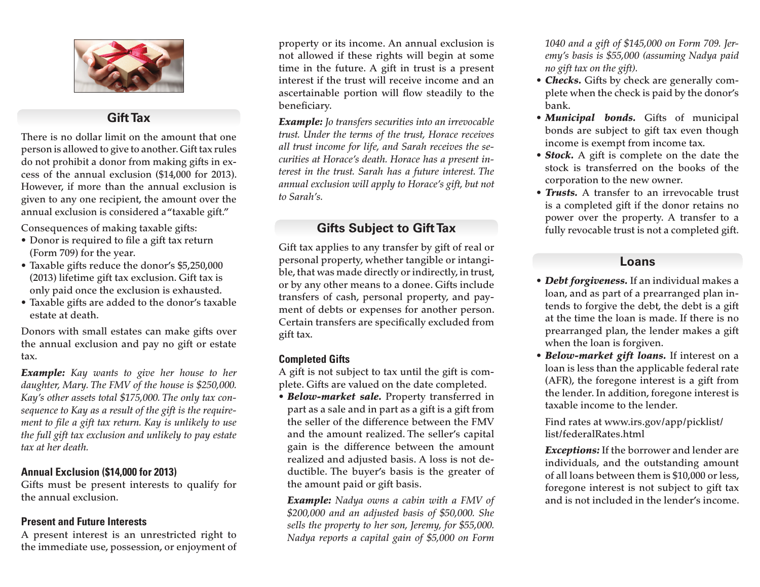## Gift Tax

There is no dollar limit on the amount that one person is allowed to give to another. Gift tax rules do not prohibit a donor from making gifts in excess of the annual exclusion ($14,000 for 2013). However, if more than the annual exclusion is given to any one recipient, the amount over the annual exclusion is considered a "taxable gift."

Consequences of making taxable gifts:

- Donor is required to file a gift tax return (Form 709) for the year.
- Taxable gifts reduce the donor's $5,250,000 (2013) lifetime gift tax exclusion. Gift tax is only paid once the exclusion is exhausted.
- Taxable gifts are added to the donor's taxable estate at death.

Donors with small estates can make gifts over the annual exclusion and pay no gift or estate tax.

***Example:*** *Kay wants to give her house to her daughter, Mary. The FMV of the house is $250,000. Kay's other assets total $175,000. The only tax consequence to Kay as a result of the gift is the requirement to file a gift tax return. Kay is unlikely to use the full gift tax exclusion and unlikely to pay estate tax at her death.*

### Annual Exclusion ($14,000 for 2013)

Gifts must be present interests to qualify for the annual exclusion.

### Present and Future Interests

A present interest is an unrestricted right to the immediate use, possession, or enjoyment of property or its income. An annual exclusion is not allowed if these rights will begin at some time in the future. A gift in trust is a present interest if the trust will receive income and an ascertainable portion will flow steadily to the beneficiary.

***Example:*** *Jo transfers securities into an irrevocable trust. Under the terms of the trust, Horace receives all trust income for life, and Sarah receives the securities at Horace's death. Horace has a present interest in the trust. Sarah has a future interest. The annual exclusion will apply to Horace's gift, but not to Sarah's.*

## Gifts Subject to Gift Tax

Gift tax applies to any transfer by gift of real or personal property, whether tangible or intangible, that was made directly or indirectly, in trust, or by any other means to a donee. Gifts include transfers of cash, personal property, and payment of debts or expenses for another person. Certain transfers are specifically excluded from gift tax.

### Completed Gifts

A gift is not subject to tax until the gift is complete. Gifts are valued on the date completed.

- ***Below-market sale.*** Property transferred in part as a sale and in part as a gift is a gift from the seller of the difference between the FMV and the amount realized. The seller's capital gain is the difference between the amount realized and adjusted basis. A loss is not deductible. The buyer's basis is the greater of the amount paid or gift basis.

  ***Example:*** *Nadya owns a cabin with a FMV of $200,000 and an adjusted basis of $50,000. She sells the property to her son, Jeremy, for $55,000. Nadya reports a capital gain of $5,000 on Form 1040 and a gift of $145,000 on Form 709. Jeremy's basis is $55,000 (assuming Nadya paid no gift tax on the gift).*

- ***Checks.*** Gifts by check are generally complete when the check is paid by the donor's bank.
- ***Municipal bonds.*** Gifts of municipal bonds are subject to gift tax even though income is exempt from income tax.
- ***Stock.*** A gift is complete on the date the stock is transferred on the books of the corporation to the new owner.
- ***Trusts.*** A transfer to an irrevocable trust is a completed gift if the donor retains no power over the property. A transfer to a fully revocable trust is not a completed gift.

## Loans

- ***Debt forgiveness.*** If an individual makes a loan, and as part of a prearranged plan intends to forgive the debt, the debt is a gift at the time the loan is made. If there is no prearranged plan, the lender makes a gift when the loan is forgiven.
- ***Below-market gift loans.*** If interest on a loan is less than the applicable federal rate (AFR), the foregone interest is a gift from the lender. In addition, foregone interest is taxable income to the lender.

  Find rates at www.irs.gov/app/picklist/list/federalRates.html

  ***Exceptions:*** If the borrower and lender are individuals, and the outstanding amount of all loans between them is $10,000 or less, foregone interest is not subject to gift tax and is not included in the lender's income.